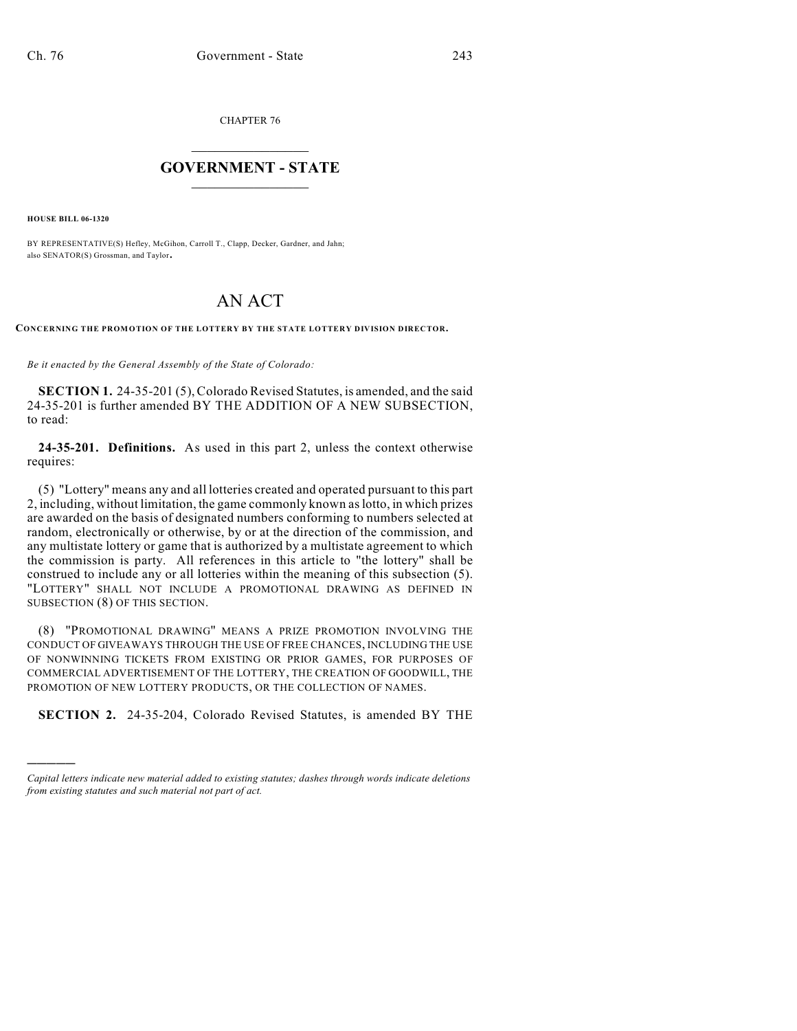CHAPTER 76

# GOVERNMENT - STATE

**HOUSE BILL 06-1320**

BY REPRESENTATIVE(S) Hefley, McGihon, Carroll T., Clapp, Decker, Gardner, and Jahn; also SENATOR(S) Grossman, and Taylor.

# AN ACT

**CONCERNING THE PROMOTION OF THE LOTTERY BY THE STATE LOTTERY DIVISION DIRECTOR.**

*Be it enacted by the General Assembly of the State of Colorado:*

**SECTION 1.** 24-35-201 (5), Colorado Revised Statutes, is amended, and the said 24-35-201 is further amended BY THE ADDITION OF A NEW SUBSECTION, to read:

**24-35-201. Definitions.** As used in this part 2, unless the context otherwise requires:

(5) "Lottery" means any and all lotteries created and operated pursuant to this part 2, including, without limitation, the game commonly known as lotto, in which prizes are awarded on the basis of designated numbers conforming to numbers selected at random, electronically or otherwise, by or at the direction of the commission, and any multistate lottery or game that is authorized by a multistate agreement to which the commission is party. All references in this article to "the lottery" shall be construed to include any or all lotteries within the meaning of this subsection (5). "LOTTERY" SHALL NOT INCLUDE A PROMOTIONAL DRAWING AS DEFINED IN SUBSECTION (8) OF THIS SECTION.

(8) "PROMOTIONAL DRAWING" MEANS A PRIZE PROMOTION INVOLVING THE CONDUCT OF GIVEAWAYS THROUGH THE USE OF FREE CHANCES, INCLUDING THE USE OF NONWINNING TICKETS FROM EXISTING OR PRIOR GAMES, FOR PURPOSES OF COMMERCIAL ADVERTISEMENT OF THE LOTTERY, THE CREATION OF GOODWILL, THE PROMOTION OF NEW LOTTERY PRODUCTS, OR THE COLLECTION OF NAMES.

**SECTION 2.** 24-35-204, Colorado Revised Statutes, is amended BY THE

---

*Capital letters indicate new material added to existing statutes; dashes through words indicate deletions from existing statutes and such material not part of act.*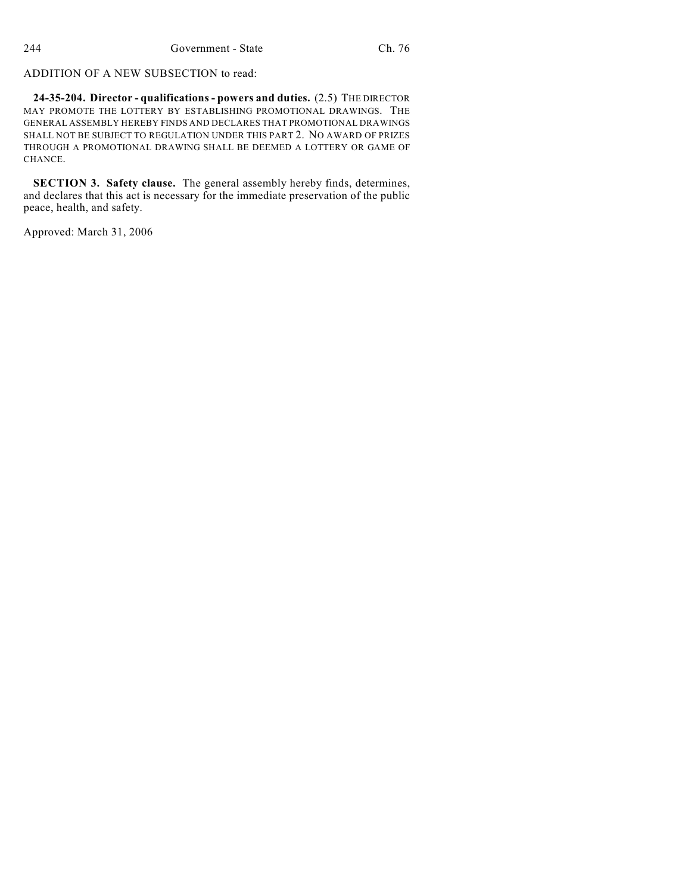ADDITION OF A NEW SUBSECTION to read:

**24-35-204. Director - qualifications - powers and duties.** (2.5) THE DIRECTOR MAY PROMOTE THE LOTTERY BY ESTABLISHING PROMOTIONAL DRAWINGS. THE GENERAL ASSEMBLY HEREBY FINDS AND DECLARES THAT PROMOTIONAL DRAWINGS SHALL NOT BE SUBJECT TO REGULATION UNDER THIS PART 2. NO AWARD OF PRIZES THROUGH A PROMOTIONAL DRAWING SHALL BE DEEMED A LOTTERY OR GAME OF CHANCE.

**SECTION 3. Safety clause.** The general assembly hereby finds, determines, and declares that this act is necessary for the immediate preservation of the public peace, health, and safety.

Approved: March 31, 2006